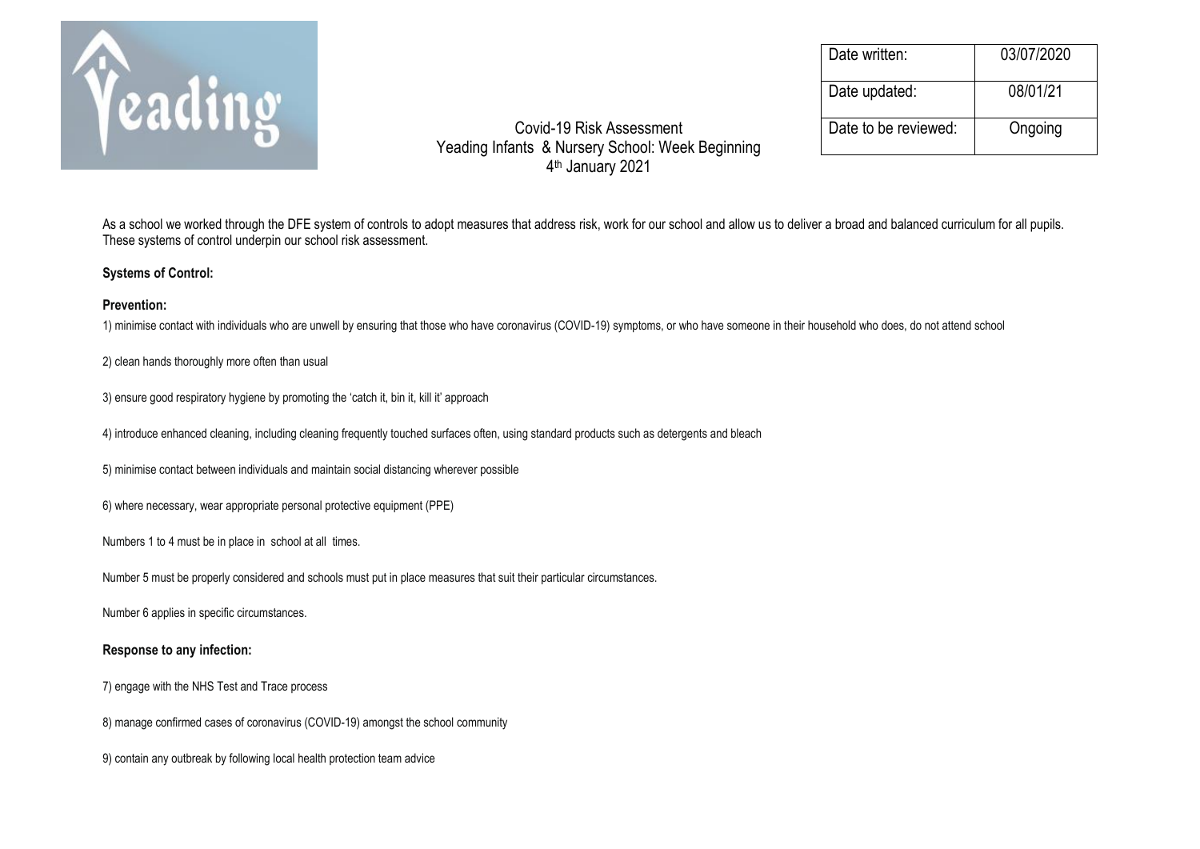| Date written: | 03/07/2020 |
| --- | --- |
| Date updated: | 08/01/21 |
| Date to be reviewed: | Ongoing |

# Covid-19 Risk Assessment
## Yeading Infants & Nursery School: Week Beginning 4th January 2021

As a school we worked through the DFE system of controls to adopt measures that address risk, work for our school and allow us to deliver a broad and balanced curriculum for all pupils. These systems of control underpin our school risk assessment.

**Systems of Control:**

**Prevention:**

1) minimise contact with individuals who are unwell by ensuring that those who have coronavirus (COVID-19) symptoms, or who have someone in their household who does, do not attend school

2) clean hands thoroughly more often than usual

3) ensure good respiratory hygiene by promoting the 'catch it, bin it, kill it' approach

4) introduce enhanced cleaning, including cleaning frequently touched surfaces often, using standard products such as detergents and bleach

5) minimise contact between individuals and maintain social distancing wherever possible

6) where necessary, wear appropriate personal protective equipment (PPE)

Numbers 1 to 4 must be in place in school at all times.

Number 5 must be properly considered and schools must put in place measures that suit their particular circumstances.

Number 6 applies in specific circumstances.

**Response to any infection:**

7) engage with the NHS Test and Trace process

8) manage confirmed cases of coronavirus (COVID-19) amongst the school community

9) contain any outbreak by following local health protection team advice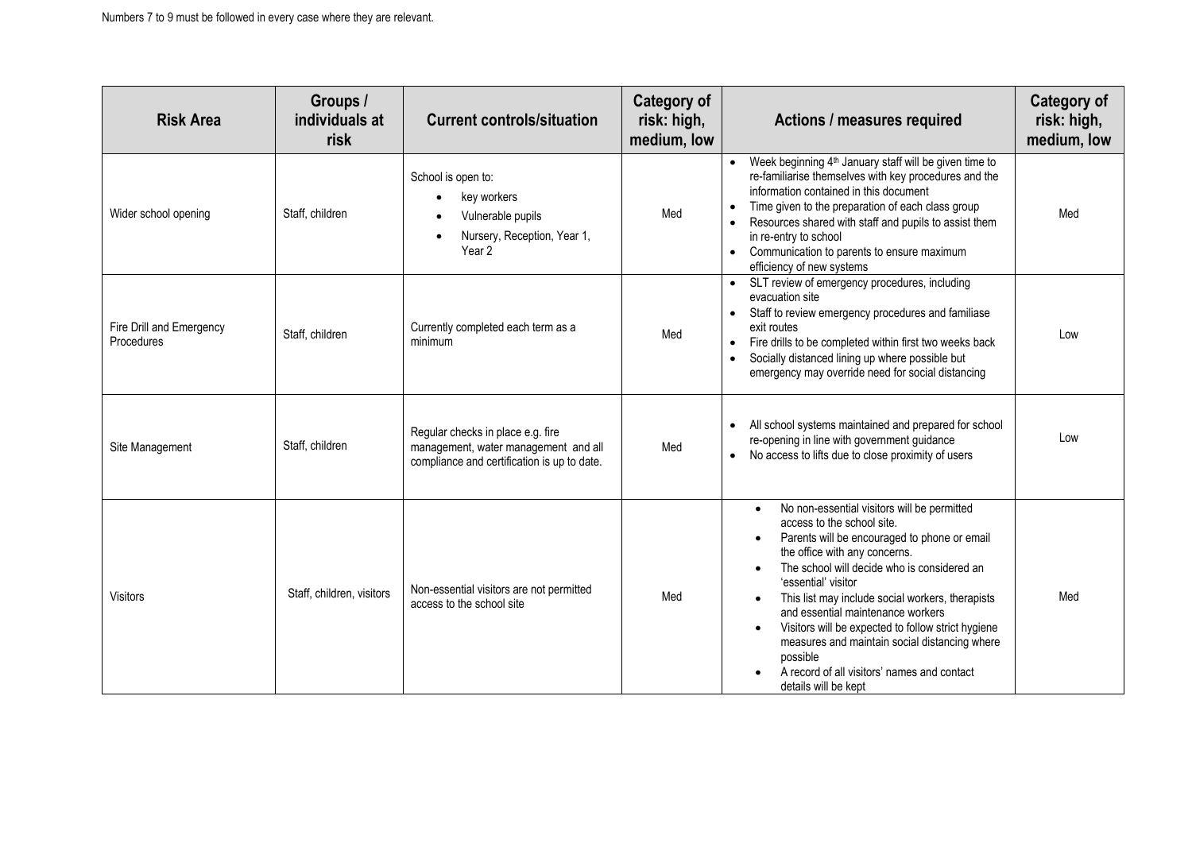Numbers 7 to 9 must be followed in every case where they are relevant.

| Risk Area | Groups / individuals at risk | Current controls/situation | Category of risk: high, medium, low | Actions / measures required | Category of risk: high, medium, low |
|---|---|---|---|---|---|
| Wider school opening | Staff, children | School is open to:<br>• key workers<br>• Vulnerable pupils<br>• Nursery, Reception, Year 1, Year 2 | Med | • Week beginning 4th January staff will be given time to re-familiarise themselves with key procedures and the information contained in this document<br>• Time given to the preparation of each class group<br>• Resources shared with staff and pupils to assist them in re-entry to school<br>• Communication to parents to ensure maximum efficiency of new systems | Med |
| Fire Drill and Emergency Procedures | Staff, children | Currently completed each term as a minimum | Med | • SLT review of emergency procedures, including evacuation site<br>• Staff to review emergency procedures and familiase exit routes<br>• Fire drills to be completed within first two weeks back<br>• Socially distanced lining up where possible but emergency may override need for social distancing | Low |
| Site Management | Staff, children | Regular checks in place e.g. fire management, water management and all compliance and certification is up to date. | Med | • All school systems maintained and prepared for school re-opening in line with government guidance<br>• No access to lifts due to close proximity of users | Low |
| Visitors | Staff, children, visitors | Non-essential visitors are not permitted access to the school site | Med | • No non-essential visitors will be permitted access to the school site.<br>• Parents will be encouraged to phone or email the office with any concerns.<br>• The school will decide who is considered an 'essential' visitor<br>• This list may include social workers, therapists and essential maintenance workers<br>• Visitors will be expected to follow strict hygiene measures and maintain social distancing where possible<br>• A record of all visitors' names and contact details will be kept | Med |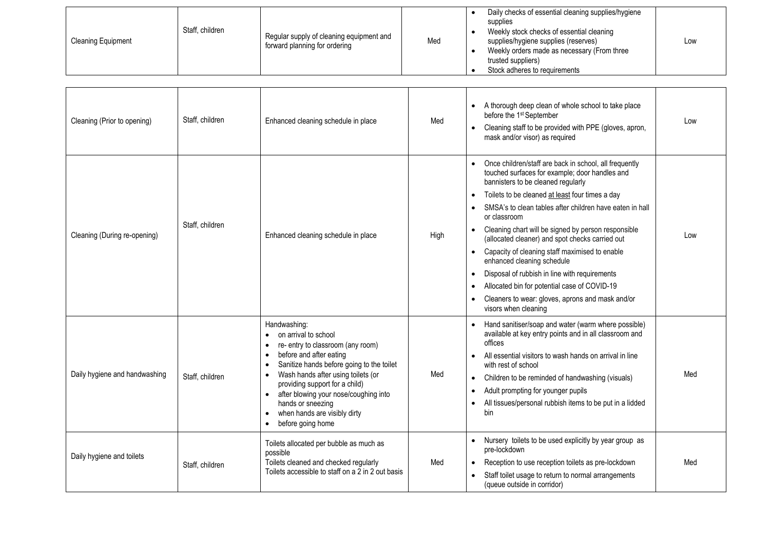| Cleaning Equipment | Staff, children | Regular supply of cleaning equipment and forward planning for ordering | Med | • Daily checks of essential cleaning supplies/hygiene supplies<br>• Weekly stock checks of essential cleaning supplies/hygiene supplies (reserves)<br>• Weekly orders made as necessary (From three trusted suppliers)<br>• Stock adheres to requirements | Low |
|---|---|---|---|---|---|

| Cleaning (Prior to opening) | Staff, children | Enhanced cleaning schedule in place | Med | • A thorough deep clean of whole school to take place before the 1st September<br>• Cleaning staff to be provided with PPE (gloves, apron, mask and/or visor) as required | Low |
|---|---|---|---|---|---|
| Cleaning (During re-opening) | Staff, children | Enhanced cleaning schedule in place | High | • Once children/staff are back in school, all frequently touched surfaces for example; door handles and bannisters to be cleaned regularly<br>• Toilets to be cleaned at least four times a day<br>• SMSA's to clean tables after children have eaten in hall or classroom<br>• Cleaning chart will be signed by person responsible (allocated cleaner) and spot checks carried out<br>• Capacity of cleaning staff maximised to enable enhanced cleaning schedule<br>• Disposal of rubbish in line with requirements<br>• Allocated bin for potential case of COVID-19<br>• Cleaners to wear: gloves, aprons and mask and/or visors when cleaning | Low |
| Daily hygiene and handwashing | Staff, children | Handwashing:<br>• on arrival to school<br>• re- entry to classroom (any room)<br>• before and after eating<br>• Sanitize hands before going to the toilet<br>• Wash hands after using toilets (or providing support for a child)<br>• after blowing your nose/coughing into hands or sneezing<br>• when hands are visibly dirty<br>• before going home | Med | • Hand sanitiser/soap and water (warm where possible) available at key entry points and in all classroom and offices<br>• All essential visitors to wash hands on arrival in line with rest of school<br>• Children to be reminded of handwashing (visuals)<br>• Adult prompting for younger pupils<br>• All tissues/personal rubbish items to be put in a lidded bin | Med |
| Daily hygiene and toilets | Staff, children | Toilets allocated per bubble as much as possible<br>Toilets cleaned and checked regularly<br>Toilets accessible to staff on a 2 in 2 out basis | Med | • Nursery toilets to be used explicitly by year group as pre-lockdown<br>• Reception to use reception toilets as pre-lockdown<br>• Staff toilet usage to return to normal arrangements (queue outside in corridor) | Med |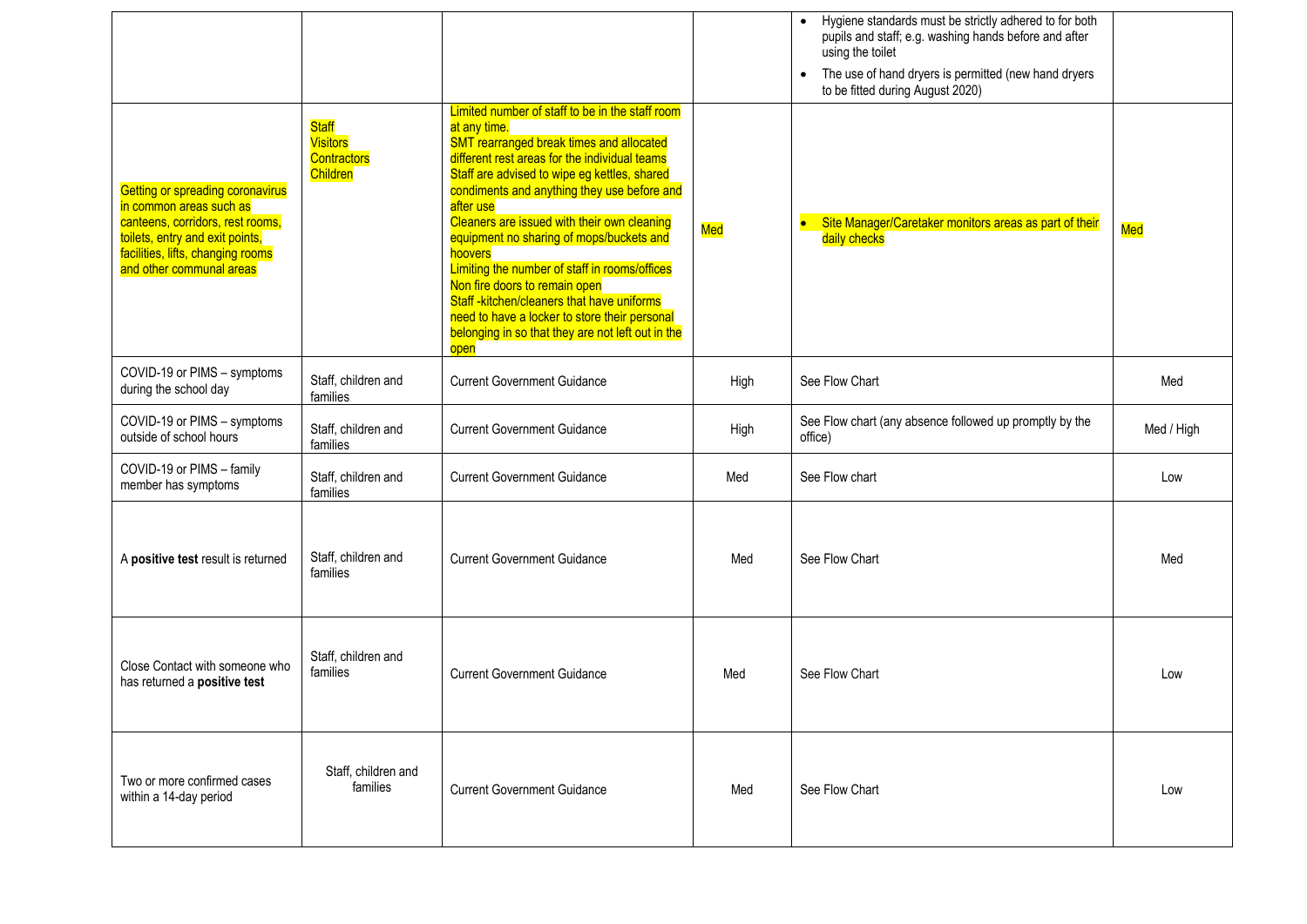| | | | | | |
|---|---|---|---|---|---|
| | | | | • Hygiene standards must be strictly adhered to for both pupils and staff; e.g. washing hands before and after using the toilet<br>• The use of hand dryers is permitted (new hand dryers to be fitted during August 2020) | |
| Getting or spreading coronavirus in common areas such as canteens, corridors, rest rooms, toilets, entry and exit points, facilities, lifts, changing rooms and other communal areas | Staff<br>Visitors<br>Contractors<br>Children | Limited number of staff to be in the staff room at any time.<br>SMT rearranged break times and allocated different rest areas for the individual teams<br>Staff are advised to wipe eg kettles, shared condiments and anything they use before and after use<br>Cleaners are issued with their own cleaning equipment no sharing of mops/buckets and hoovers<br>Limiting the number of staff in rooms/offices<br>Non fire doors to remain open<br>Staff -kitchen/cleaners that have uniforms need to have a locker to store their personal belonging in so that they are not left out in the open | Med | • Site Manager/Caretaker monitors areas as part of their daily checks | Med |
| COVID-19 or PIMS – symptoms during the school day | Staff, children and families | Current Government Guidance | High | See Flow Chart | Med |
| COVID-19 or PIMS – symptoms outside of school hours | Staff, children and families | Current Government Guidance | High | See Flow chart (any absence followed up promptly by the office) | Med / High |
| COVID-19 or PIMS – family member has symptoms | Staff, children and families | Current Government Guidance | Med | See Flow chart | Low |
| A **positive test** result is returned | Staff, children and families | Current Government Guidance | Med | See Flow Chart | Med |
| Close Contact with someone who has returned a **positive test** | Staff, children and families | Current Government Guidance | Med | See Flow Chart | Low |
| Two or more confirmed cases within a 14-day period | Staff, children and families | Current Government Guidance | Med | See Flow Chart | Low |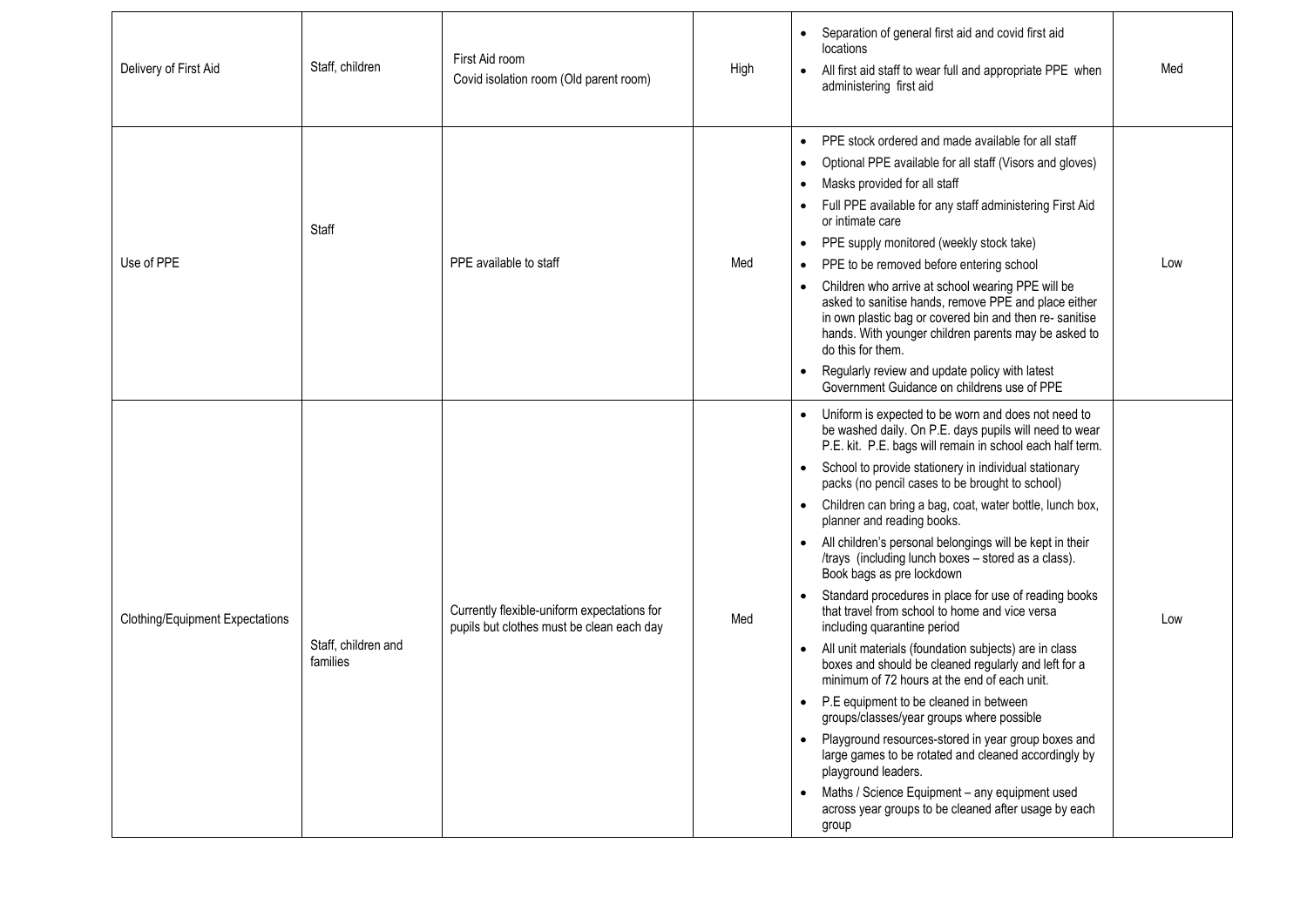| Delivery of First Aid | Staff, children | First Aid room<br>Covid isolation room (Old parent room) | High | • Separation of general first aid and covid first aid locations<br>• All first aid staff to wear full and appropriate PPE when administering first aid | Med |
|---|---|---|---|---|---|
| Use of PPE | Staff | PPE available to staff | Med | • PPE stock ordered and made available for all staff<br>• Optional PPE available for all staff (Visors and gloves)<br>• Masks provided for all staff<br>• Full PPE available for any staff administering First Aid or intimate care<br>• PPE supply monitored (weekly stock take)<br>• PPE to be removed before entering school<br>• Children who arrive at school wearing PPE will be asked to sanitise hands, remove PPE and place either in own plastic bag or covered bin and then re- sanitise hands. With younger children parents may be asked to do this for them.<br>• Regularly review and update policy with latest Government Guidance on childrens use of PPE | Low |
| Clothing/Equipment Expectations | Staff, children and families | Currently flexible-uniform expectations for pupils but clothes must be clean each day | Med | • Uniform is expected to be worn and does not need to be washed daily. On P.E. days pupils will need to wear P.E. kit. P.E. bags will remain in school each half term.<br>• School to provide stationery in individual stationary packs (no pencil cases to be brought to school)<br>• Children can bring a bag, coat, water bottle, lunch box, planner and reading books.<br>• All children's personal belongings will be kept in their /trays (including lunch boxes – stored as a class). Book bags as pre lockdown<br>• Standard procedures in place for use of reading books that travel from school to home and vice versa including quarantine period<br>• All unit materials (foundation subjects) are in class boxes and should be cleaned regularly and left for a minimum of 72 hours at the end of each unit.<br>• P.E equipment to be cleaned in between groups/classes/year groups where possible<br>• Playground resources-stored in year group boxes and large games to be rotated and cleaned accordingly by playground leaders.<br>• Maths / Science Equipment – any equipment used across year groups to be cleaned after usage by each group | Low |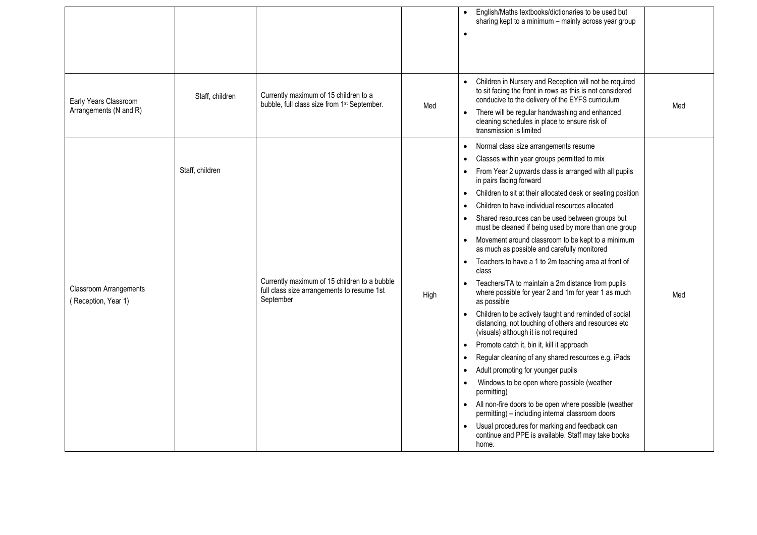| | | | | | |
|---|---|---|---|---|---|
| | | | | • English/Maths textbooks/dictionaries to be used but sharing kept to a minimum – mainly across year group<br>• | |
| Early Years Classroom Arrangements (N and R) | Staff, children | Currently maximum of 15 children to a bubble, full class size from 1st September. | Med | • Children in Nursery and Reception will not be required to sit facing the front in rows as this is not considered conducive to the delivery of the EYFS curriculum<br>• There will be regular handwashing and enhanced cleaning schedules in place to ensure risk of transmission is limited | Med |
| Classroom Arrangements ( Reception, Year 1) | Staff, children | Currently maximum of 15 children to a bubble full class size arrangements to resume 1st September | High | • Normal class size arrangements resume<br>• Classes within year groups permitted to mix<br>• From Year 2 upwards class is arranged with all pupils in pairs facing forward<br>• Children to sit at their allocated desk or seating position<br>• Children to have individual resources allocated<br>• Shared resources can be used between groups but must be cleaned if being used by more than one group<br>• Movement around classroom to be kept to a minimum as much as possible and carefully monitored<br>• Teachers to have a 1 to 2m teaching area at front of class<br>• Teachers/TA to maintain a 2m distance from pupils where possible for year 2 and 1m for year 1 as much as possible<br>• Children to be actively taught and reminded of social distancing, not touching of others and resources etc (visuals) although it is not required<br>• Promote catch it, bin it, kill it approach<br>• Regular cleaning of any shared resources e.g. iPads<br>• Adult prompting for younger pupils<br>• Windows to be open where possible (weather permitting)<br>• All non-fire doors to be open where possible (weather permitting) – including internal classroom doors<br>• Usual procedures for marking and feedback can continue and PPE is available. Staff may take books home. | Med |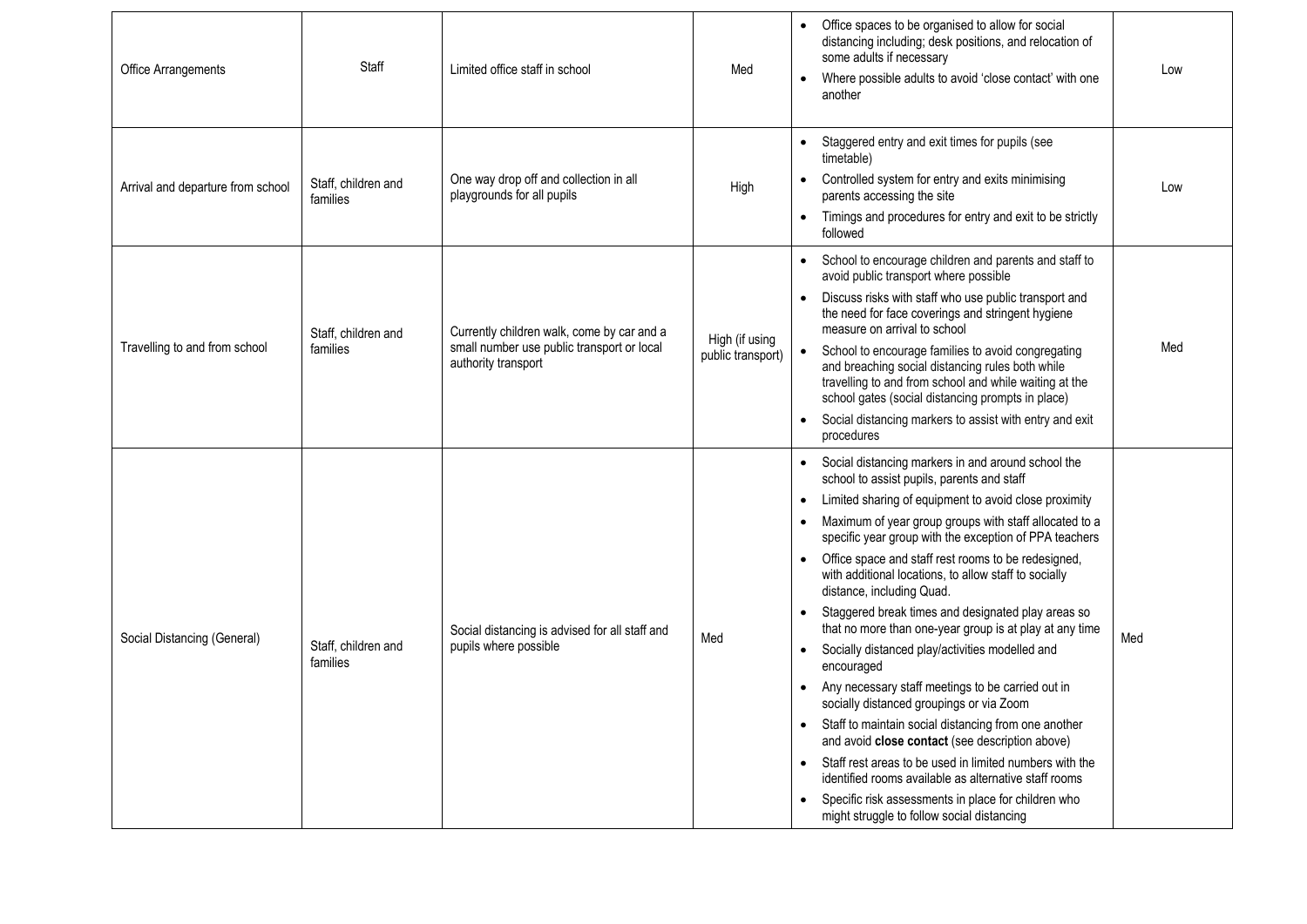| Office Arrangements | Staff | Limited office staff in school | Med | • Office spaces to be organised to allow for social distancing including; desk positions, and relocation of some adults if necessary<br>• Where possible adults to avoid 'close contact' with one another | Low |
|---|---|---|---|---|---|
| Arrival and departure from school | Staff, children and families | One way drop off and collection in all playgrounds for all pupils | High | • Staggered entry and exit times for pupils (see timetable)<br>• Controlled system for entry and exits minimising parents accessing the site<br>• Timings and procedures for entry and exit to be strictly followed | Low |
| Travelling to and from school | Staff, children and families | Currently children walk, come by car and a small number use public transport or local authority transport | High (if using public transport) | • School to encourage children and parents and staff to avoid public transport where possible<br>• Discuss risks with staff who use public transport and the need for face coverings and stringent hygiene measure on arrival to school<br>• School to encourage families to avoid congregating and breaching social distancing rules both while travelling to and from school and while waiting at the school gates (social distancing prompts in place)<br>• Social distancing markers to assist with entry and exit procedures | Med |
| Social Distancing (General) | Staff, children and families | Social distancing is advised for all staff and pupils where possible | Med | • Social distancing markers in and around school the school to assist pupils, parents and staff<br>• Limited sharing of equipment to avoid close proximity<br>• Maximum of year group groups with staff allocated to a specific year group with the exception of PPA teachers<br>• Office space and staff rest rooms to be redesigned, with additional locations, to allow staff to socially distance, including Quad.<br>• Staggered break times and designated play areas so that no more than one-year group is at play at any time<br>• Socially distanced play/activities modelled and encouraged<br>• Any necessary staff meetings to be carried out in socially distanced groupings or via Zoom<br>• Staff to maintain social distancing from one another and avoid **close contact** (see description above)<br>• Staff rest areas to be used in limited numbers with the identified rooms available as alternative staff rooms<br>• Specific risk assessments in place for children who might struggle to follow social distancing | Med |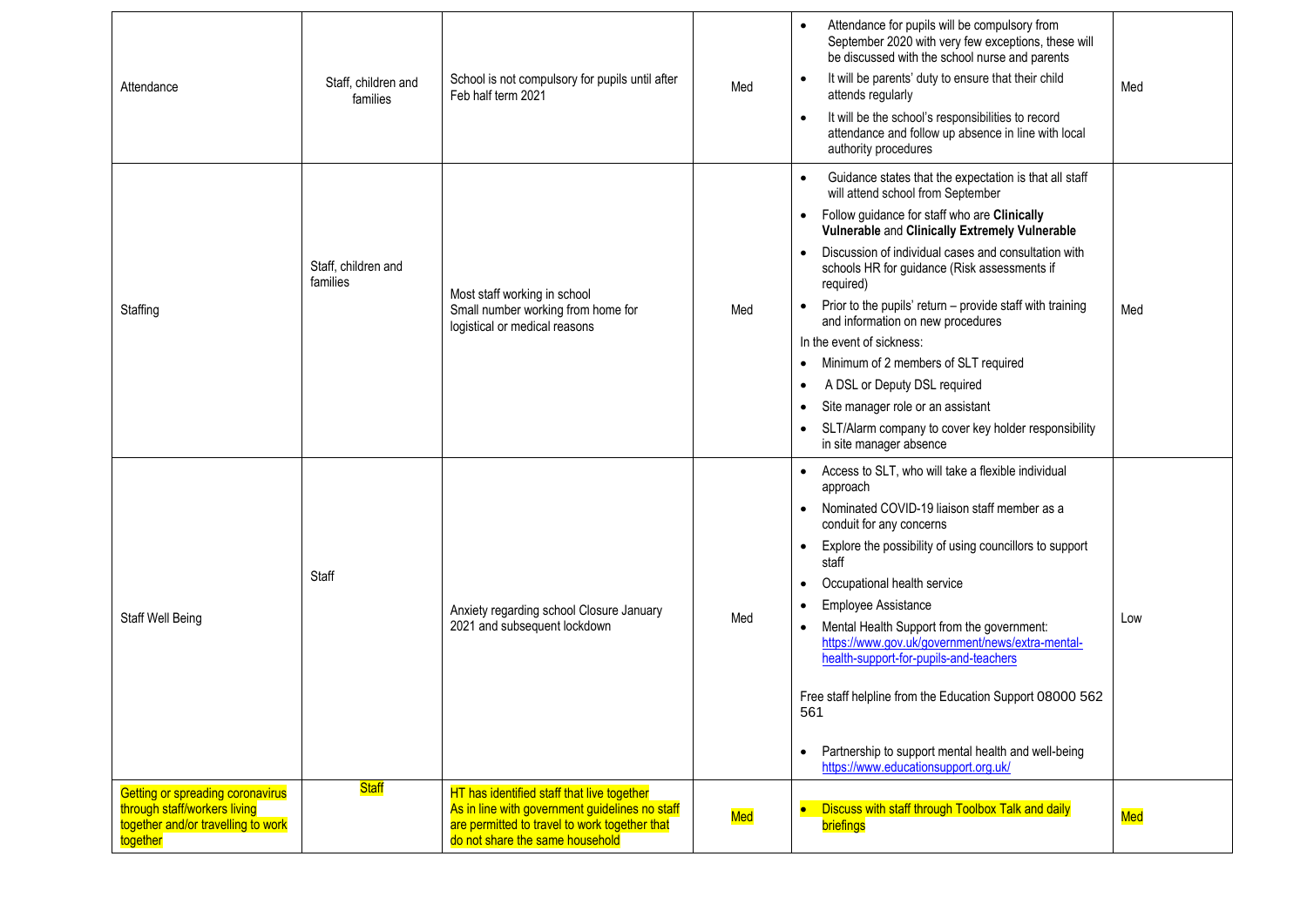| | | | | | |
|---|---|---|---|---|---|
| Attendance | Staff, children and families | School is not compulsory for pupils until after Feb half term 2021 | Med | • Attendance for pupils will be compulsory from September 2020 with very few exceptions, these will be discussed with the school nurse and parents<br>• It will be parents' duty to ensure that their child attends regularly<br>• It will be the school's responsibilities to record attendance and follow up absence in line with local authority procedures | Med |
| Staffing | Staff, children and families | Most staff working in school<br>Small number working from home for logistical or medical reasons | Med | • Guidance states that the expectation is that all staff will attend school from September<br>• Follow guidance for staff who are **Clinically Vulnerable** and **Clinically Extremely Vulnerable**<br>• Discussion of individual cases and consultation with schools HR for guidance (Risk assessments if required)<br>• Prior to the pupils' return – provide staff with training and information on new procedures<br>In the event of sickness:<br>• Minimum of 2 members of SLT required<br>• A DSL or Deputy DSL required<br>• Site manager role or an assistant<br>• SLT/Alarm company to cover key holder responsibility in site manager absence | Med |
| Staff Well Being | Staff | Anxiety regarding school Closure January 2021 and subsequent lockdown | Med | • Access to SLT, who will take a flexible individual approach<br>• Nominated COVID-19 liaison staff member as a conduit for any concerns<br>• Explore the possibility of using councillors to support staff<br>• Occupational health service<br>• Employee Assistance<br>• Mental Health Support from the government: https://www.gov.uk/government/news/extra-mental-health-support-for-pupils-and-teachers<br><br>Free staff helpline from the Education Support 08000 562 561<br><br>• Partnership to support mental health and well-being https://www.educationsupport.org.uk/ | Low |
| Getting or spreading coronavirus through staff/workers living together and/or travelling to work together | Staff | HT has identified staff that live together<br>As in line with government guidelines no staff are permitted to travel to work together that do not share the same household | Med | • Discuss with staff through Toolbox Talk and daily briefings | Med |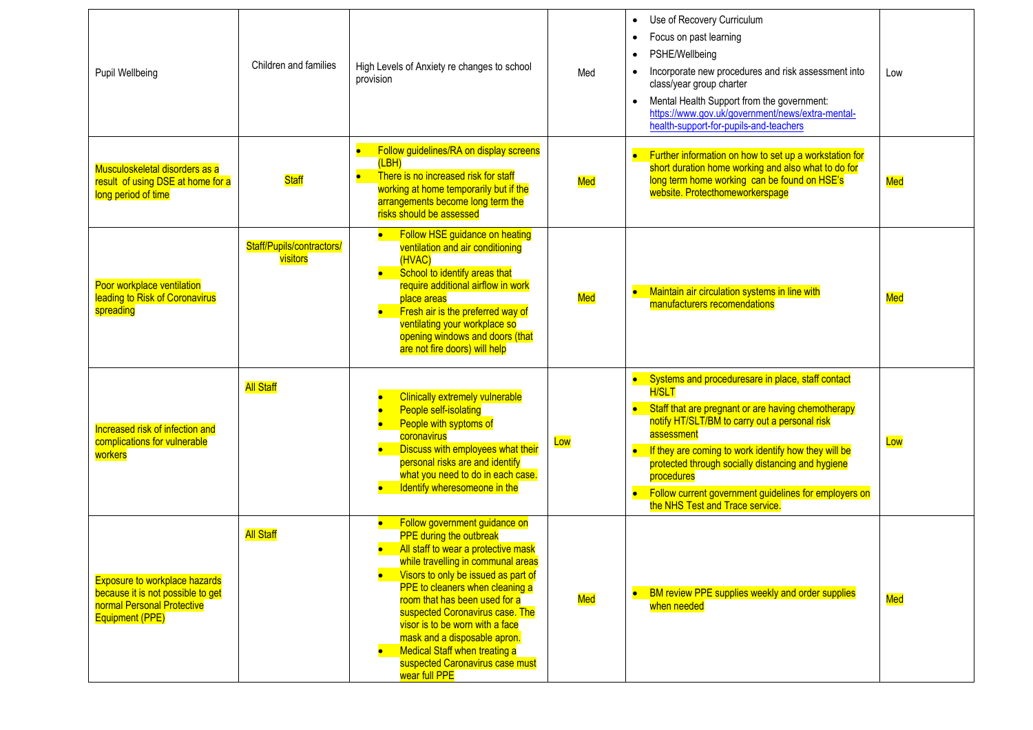| Pupil Wellbeing | Children and families | High Levels of Anxiety re changes to school provision | Med | • Use of Recovery Curriculum<br>• Focus on past learning<br>• PSHE/Wellbeing<br>• Incorporate new procedures and risk assessment into class/year group charter<br>• Mental Health Support from the government: https://www.gov.uk/government/news/extra-mental-health-support-for-pupils-and-teachers | Low |
|---|---|---|---|---|---|
| Musculoskeletal disorders as a result of using DSE at home for a long period of time | Staff | • Follow guidelines/RA on display screens (LBH)<br>• There is no increased risk for staff working at home temporarily but if the arrangements become long term the risks should be assessed | Med | • Further information on how to set up a workstation for short duration home working and also what to do for long term home working can be found on HSE's website. Protecthomeworkerspage | Med |
| Poor workplace ventilation leading to Risk of Coronavirus spreading | Staff/Pupils/contractors/ visitors | • Follow HSE guidance on heating ventilation and air conditioning (HVAC)<br>• School to identify areas that require additional airflow in work place areas<br>• Fresh air is the preferred way of ventilating your workplace so opening windows and doors (that are not fire doors) will help | Med | • Maintain air circulation systems in line with manufacturers recomendations | Med |
| Increased risk of infection and complications for vulnerable workers | All Staff | • Clinically extremely vulnerable<br>• People self-isolating<br>• People with syptoms of coronavirus<br>• Discuss with employees what their personal risks are and identify what you need to do in each case.<br>• Identify wheresomeone in the | Low | • Systems and proceduresare in place, staff contact H/SLT<br>• Staff that are pregnant or are having chemotherapy notify HT/SLT/BM to carry out a personal risk assessment<br>• If they are coming to work identify how they will be protected through socially distancing and hygiene procedures<br>• Follow current government guidelines for employers on the NHS Test and Trace service. | Low |
| Exposure to workplace hazards because it is not possible to get normal Personal Protective Equipment (PPE) | All Staff | • Follow government guidance on PPE during the outbreak<br>• All staff to wear a protective mask while travelling in communal areas<br>• Visors to only be issued as part of PPE to cleaners when cleaning a room that has been used for a suspected Coronavirus case. The visor is to be worn with a face mask and a disposable apron.<br>• Medical Staff when treating a suspected Caronavirus case must wear full PPE | Med | • BM review PPE supplies weekly and order supplies when needed | Med |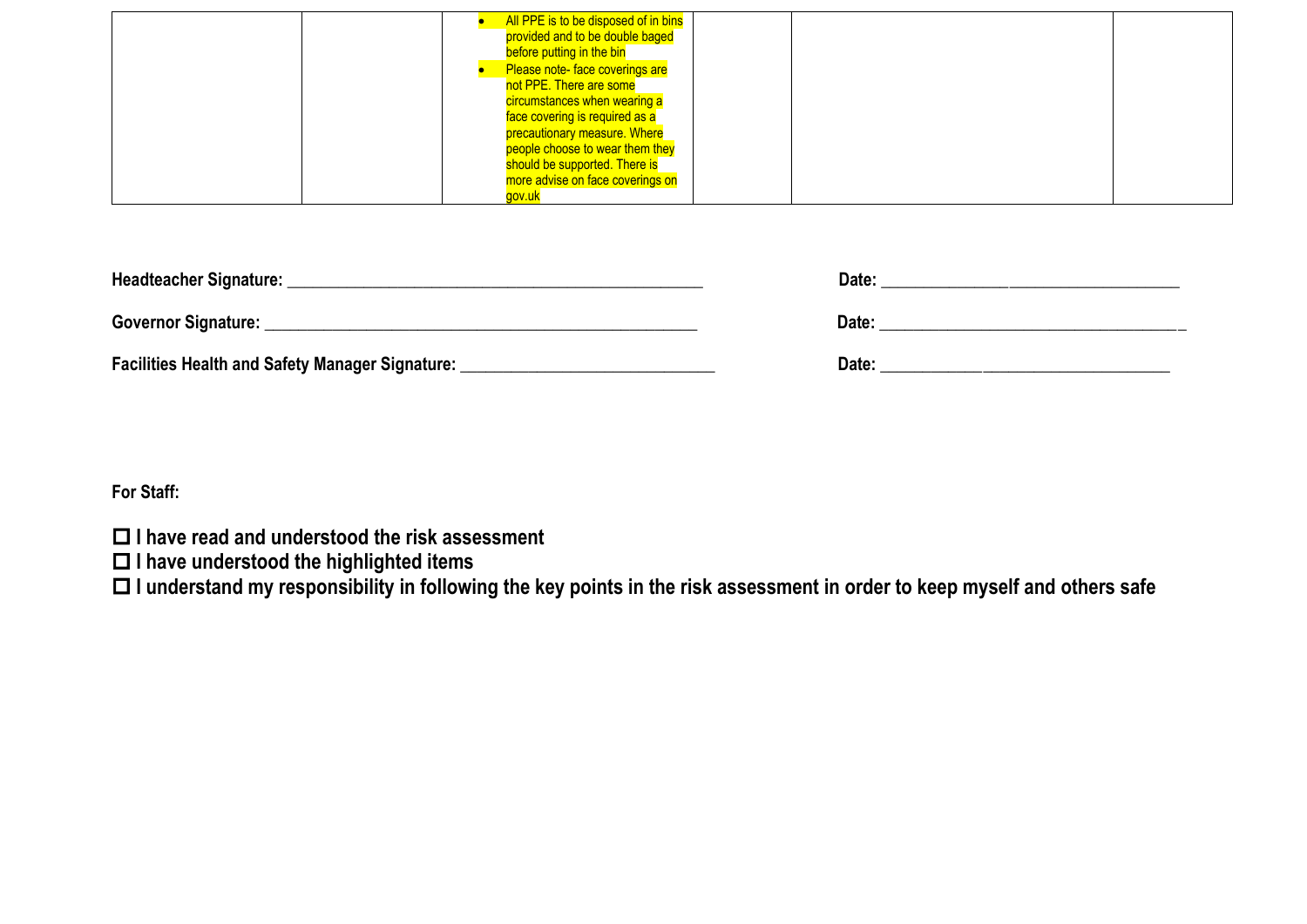| | | | | | |
|---|---|---|---|---|---|
| | | <ul><li>All PPE is to be disposed of in bins provided and to be double baged before putting in the bin</li><li>Please note- face coverings are not PPE. There are some circumstances when wearing a face covering is required as a precautionary measure. Where people choose to wear them they should be supported. There is more advise on face coverings on gov.uk</li></ul> | | | |

**Headteacher Signature:** ______________________________________________ **Date:** _________________________________

**Governor Signature:** ________________________________________________ **Date:** __________________________________

**Facilities Health and Safety Manager Signature:** ____________________________ **Date:** ________________________________

**For Staff:**

**☐ I have read and understood the risk assessment**
**☐ I have understood the highlighted items**
**☐ I understand my responsibility in following the key points in the risk assessment in order to keep myself and others safe**